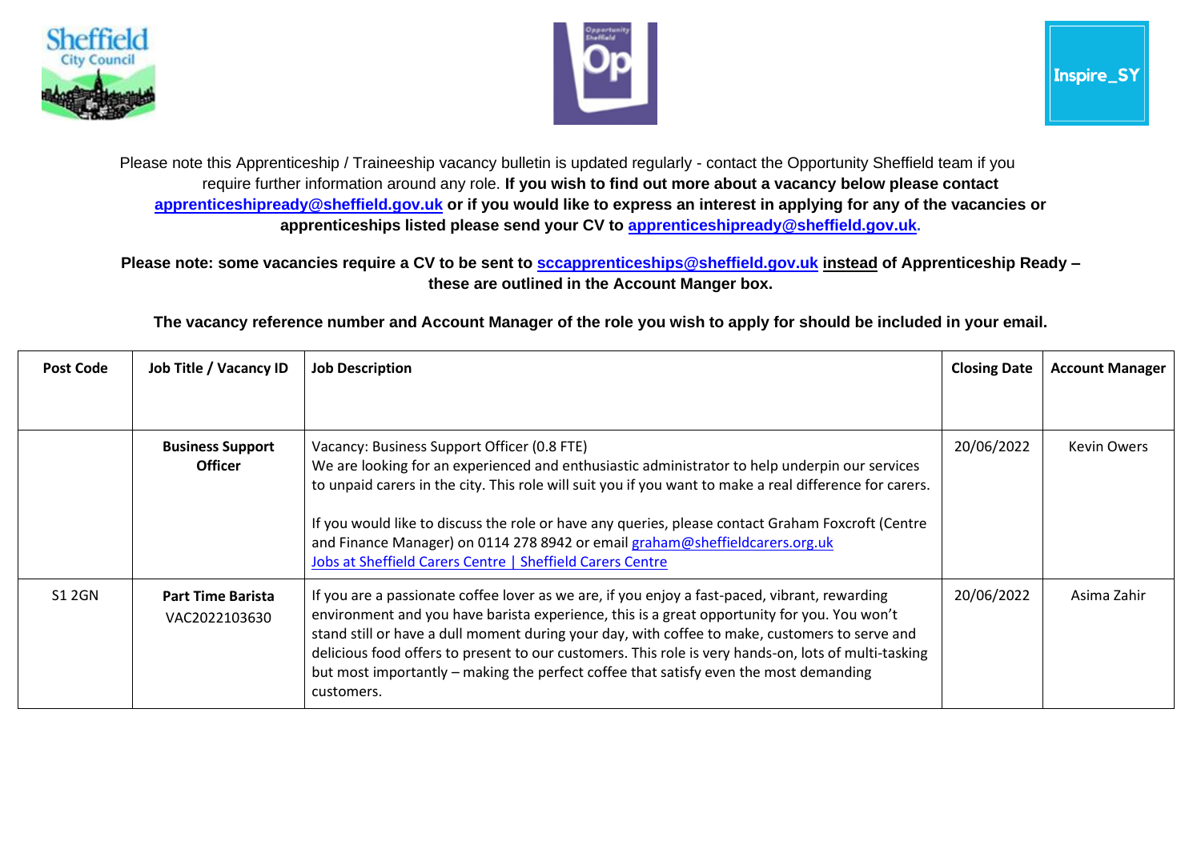Please note this Apprenticeship / Traineeship vacancy bulletin is updated regularly - contact the Opportunity Sheffield team if you require further information around any role. **If you wish to find out more about a vacancy below please contact apprenticeshipready@sheffield.gov.uk or if you would like to express an interest in applying for any of the vacancies or apprenticeships listed please send your CV to apprenticeshipready@sheffield.gov.uk.**

**Please note: some vacancies require a CV to be sent to sccapprenticeships@sheffield.gov.uk instead of Apprenticeship Ready – these are outlined in the Account Manger box.**

**The vacancy reference number and Account Manager of the role you wish to apply for should be included in your email.**

| Post Code | Job Title / Vacancy ID | Job Description | Closing Date | Account Manager |
|---|---|---|---|---|
| | **Business Support Officer** | Vacancy: Business Support Officer (0.8 FTE)<br>We are looking for an experienced and enthusiastic administrator to help underpin our services to unpaid carers in the city. This role will suit you if you want to make a real difference for carers.<br><br>If you would like to discuss the role or have any queries, please contact Graham Foxcroft (Centre and Finance Manager) on 0114 278 8942 or email graham@sheffieldcarers.org.uk<br>Jobs at Sheffield Carers Centre \| Sheffield Carers Centre | 20/06/2022 | Kevin Owers |
| S1 2GN | **Part Time Barista**<br>VAC2022103630 | If you are a passionate coffee lover as we are, if you enjoy a fast-paced, vibrant, rewarding environment and you have barista experience, this is a great opportunity for you. You won't stand still or have a dull moment during your day, with coffee to make, customers to serve and delicious food offers to present to our customers. This role is very hands-on, lots of multi-tasking but most importantly – making the perfect coffee that satisfy even the most demanding customers. | 20/06/2022 | Asima Zahir |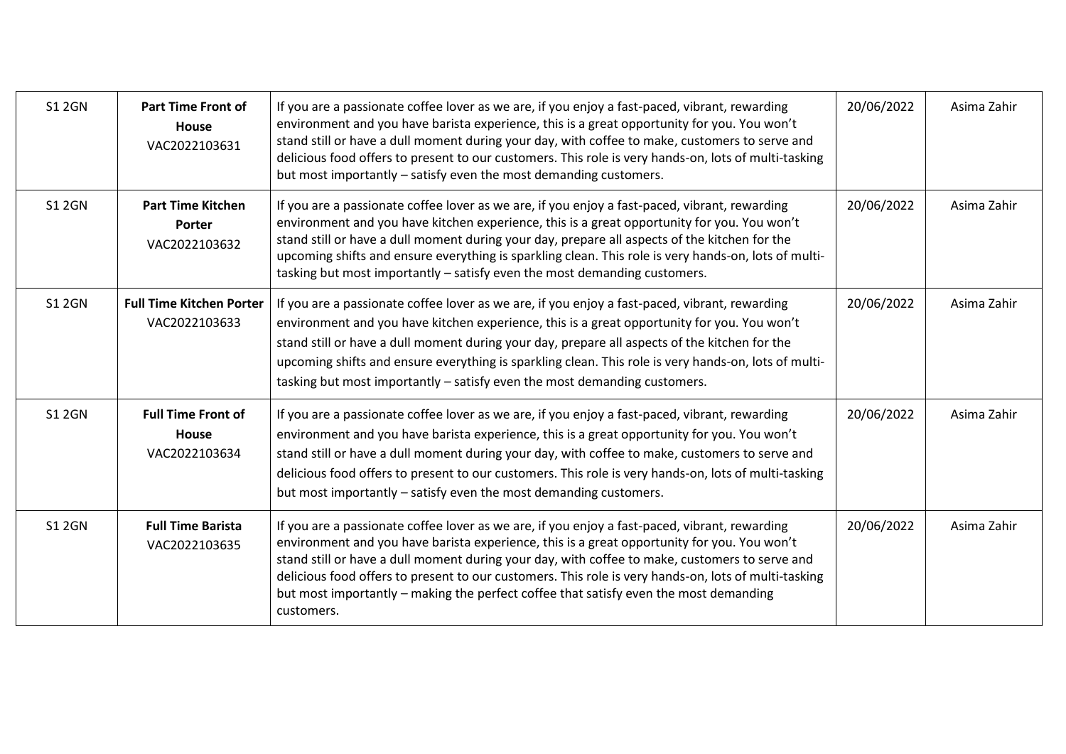| S1 2GN | **Part Time Front of House** VAC2022103631 | If you are a passionate coffee lover as we are, if you enjoy a fast-paced, vibrant, rewarding environment and you have barista experience, this is a great opportunity for you. You won't stand still or have a dull moment during your day, with coffee to make, customers to serve and delicious food offers to present to our customers. This role is very hands-on, lots of multi-tasking but most importantly – satisfy even the most demanding customers. | 20/06/2022 | Asima Zahir |
|---|---|---|---|---|
| S1 2GN | **Part Time Kitchen Porter** VAC2022103632 | If you are a passionate coffee lover as we are, if you enjoy a fast-paced, vibrant, rewarding environment and you have kitchen experience, this is a great opportunity for you. You won't stand still or have a dull moment during your day, prepare all aspects of the kitchen for the upcoming shifts and ensure everything is sparkling clean. This role is very hands-on, lots of multi-tasking but most importantly – satisfy even the most demanding customers. | 20/06/2022 | Asima Zahir |
| S1 2GN | **Full Time Kitchen Porter** VAC2022103633 | If you are a passionate coffee lover as we are, if you enjoy a fast-paced, vibrant, rewarding environment and you have kitchen experience, this is a great opportunity for you. You won't stand still or have a dull moment during your day, prepare all aspects of the kitchen for the upcoming shifts and ensure everything is sparkling clean. This role is very hands-on, lots of multi-tasking but most importantly – satisfy even the most demanding customers. | 20/06/2022 | Asima Zahir |
| S1 2GN | **Full Time Front of House** VAC2022103634 | If you are a passionate coffee lover as we are, if you enjoy a fast-paced, vibrant, rewarding environment and you have barista experience, this is a great opportunity for you. You won't stand still or have a dull moment during your day, with coffee to make, customers to serve and delicious food offers to present to our customers. This role is very hands-on, lots of multi-tasking but most importantly – satisfy even the most demanding customers. | 20/06/2022 | Asima Zahir |
| S1 2GN | **Full Time Barista** VAC2022103635 | If you are a passionate coffee lover as we are, if you enjoy a fast-paced, vibrant, rewarding environment and you have barista experience, this is a great opportunity for you. You won't stand still or have a dull moment during your day, with coffee to make, customers to serve and delicious food offers to present to our customers. This role is very hands-on, lots of multi-tasking but most importantly – making the perfect coffee that satisfy even the most demanding customers. | 20/06/2022 | Asima Zahir |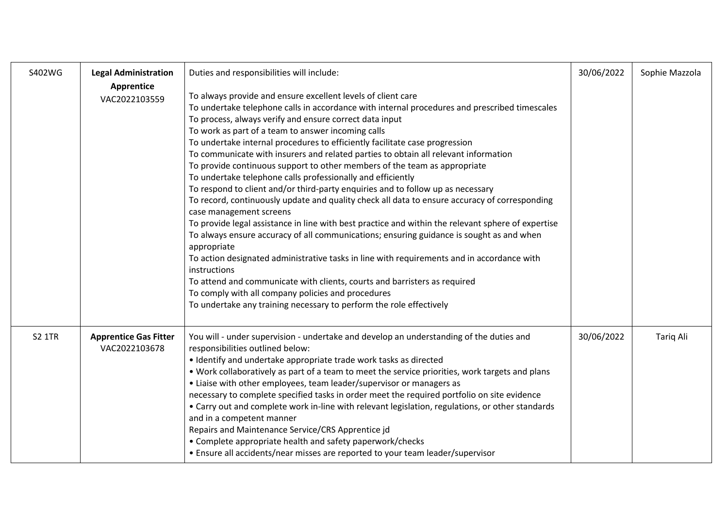| | | | | |
|---|---|---|---|---|
| S402WG | **Legal Administration Apprentice** VAC2022103559 | Duties and responsibilities will include:<br><br>To always provide and ensure excellent levels of client care<br>To undertake telephone calls in accordance with internal procedures and prescribed timescales<br>To process, always verify and ensure correct data input<br>To work as part of a team to answer incoming calls<br>To undertake internal procedures to efficiently facilitate case progression<br>To communicate with insurers and related parties to obtain all relevant information<br>To provide continuous support to other members of the team as appropriate<br>To undertake telephone calls professionally and efficiently<br>To respond to client and/or third-party enquiries and to follow up as necessary<br>To record, continuously update and quality check all data to ensure accuracy of corresponding case management screens<br>To provide legal assistance in line with best practice and within the relevant sphere of expertise<br>To always ensure accuracy of all communications; ensuring guidance is sought as and when appropriate<br>To action designated administrative tasks in line with requirements and in accordance with instructions<br>To attend and communicate with clients, courts and barristers as required<br>To comply with all company policies and procedures<br>To undertake any training necessary to perform the role effectively | 30/06/2022 | Sophie Mazzola |
| S2 1TR | **Apprentice Gas Fitter** VAC2022103678 | You will - under supervision - undertake and develop an understanding of the duties and responsibilities outlined below:<br>• Identify and undertake appropriate trade work tasks as directed<br>• Work collaboratively as part of a team to meet the service priorities, work targets and plans<br>• Liaise with other employees, team leader/supervisor or managers as necessary to complete specified tasks in order meet the required portfolio on site evidence<br>• Carry out and complete work in-line with relevant legislation, regulations, or other standards and in a competent manner<br>Repairs and Maintenance Service/CRS Apprentice jd<br>• Complete appropriate health and safety paperwork/checks<br>• Ensure all accidents/near misses are reported to your team leader/supervisor | 30/06/2022 | Tariq Ali |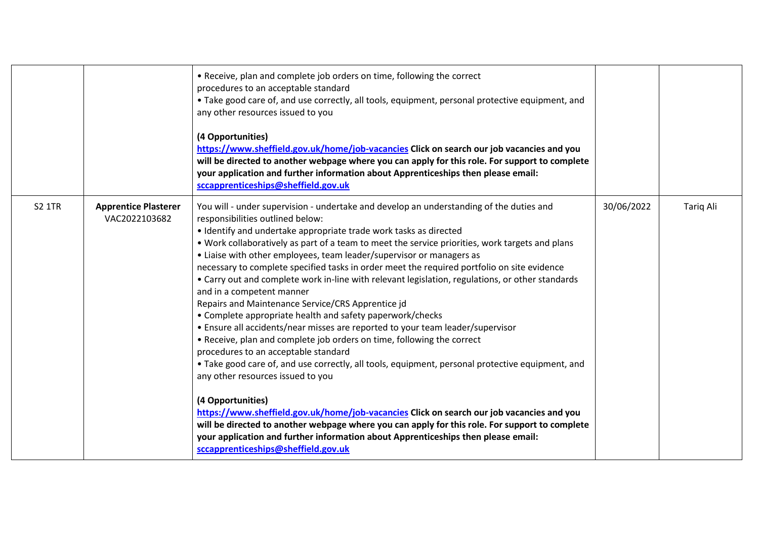| | | | | |
|---|---|---|---|---|
| | | • Receive, plan and complete job orders on time, following the correct procedures to an acceptable standard<br>• Take good care of, and use correctly, all tools, equipment, personal protective equipment, and any other resources issued to you<br><br>**(4 Opportunities)**<br>**[https://www.sheffield.gov.uk/home/job-vacancies](https://www.sheffield.gov.uk/home/job-vacancies) Click on search our job vacancies and you will be directed to another webpage where you can apply for this role. For support to complete your application and further information about Apprenticeships then please email: [sccapprenticeships@sheffield.gov.uk](mailto:sccapprenticeships@sheffield.gov.uk)** | | |
| S2 1TR | **Apprentice Plasterer**<br>VAC2022103682 | You will - under supervision - undertake and develop an understanding of the duties and responsibilities outlined below:<br>• Identify and undertake appropriate trade work tasks as directed<br>• Work collaboratively as part of a team to meet the service priorities, work targets and plans<br>• Liaise with other employees, team leader/supervisor or managers as necessary to complete specified tasks in order meet the required portfolio on site evidence<br>• Carry out and complete work in-line with relevant legislation, regulations, or other standards and in a competent manner<br>Repairs and Maintenance Service/CRS Apprentice jd<br>• Complete appropriate health and safety paperwork/checks<br>• Ensure all accidents/near misses are reported to your team leader/supervisor<br>• Receive, plan and complete job orders on time, following the correct procedures to an acceptable standard<br>• Take good care of, and use correctly, all tools, equipment, personal protective equipment, and any other resources issued to you<br><br>**(4 Opportunities)**<br>**[https://www.sheffield.gov.uk/home/job-vacancies](https://www.sheffield.gov.uk/home/job-vacancies) Click on search our job vacancies and you will be directed to another webpage where you can apply for this role. For support to complete your application and further information about Apprenticeships then please email: [sccapprenticeships@sheffield.gov.uk](mailto:sccapprenticeships@sheffield.gov.uk)** | 30/06/2022 | Tariq Ali |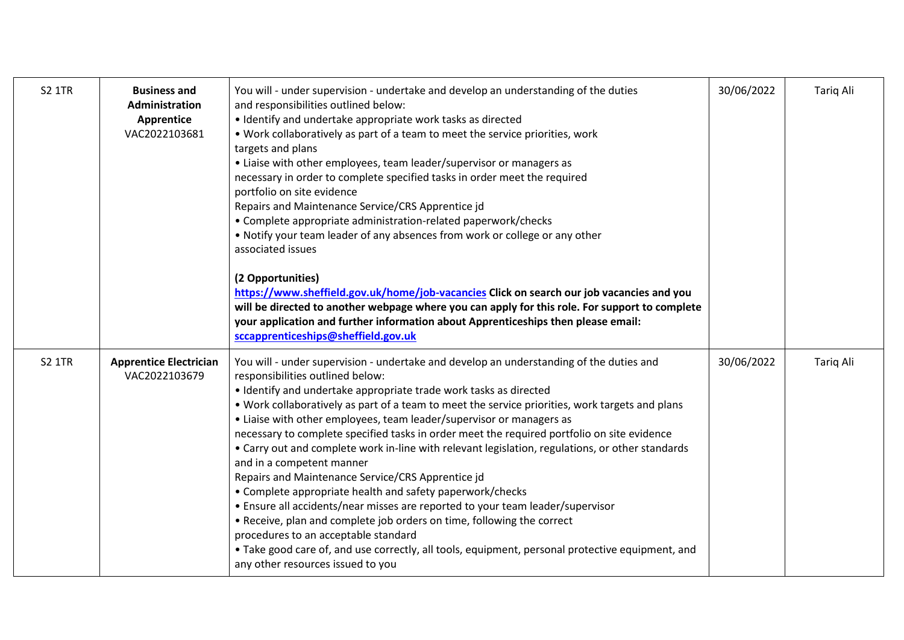| | | | | |
|---|---|---|---|---|
| S2 1TR | **Business and Administration Apprentice** VAC2022103681 | You will - under supervision - undertake and develop an understanding of the duties and responsibilities outlined below:<br>• Identify and undertake appropriate work tasks as directed<br>• Work collaboratively as part of a team to meet the service priorities, work targets and plans<br>• Liaise with other employees, team leader/supervisor or managers as necessary in order to complete specified tasks in order meet the required portfolio on site evidence<br>Repairs and Maintenance Service/CRS Apprentice jd<br>• Complete appropriate administration-related paperwork/checks<br>• Notify your team leader of any absences from work or college or any other associated issues<br><br>**(2 Opportunities)**<br>**[https://www.sheffield.gov.uk/home/job-vacancies](https://www.sheffield.gov.uk/home/job-vacancies) Click on search our job vacancies and you will be directed to another webpage where you can apply for this role. For support to complete your application and further information about Apprenticeships then please email: [sccapprenticeships@sheffield.gov.uk](mailto:sccapprenticeships@sheffield.gov.uk)** | 30/06/2022 | Tariq Ali |
| S2 1TR | **Apprentice Electrician** VAC2022103679 | You will - under supervision - undertake and develop an understanding of the duties and responsibilities outlined below:<br>• Identify and undertake appropriate trade work tasks as directed<br>• Work collaboratively as part of a team to meet the service priorities, work targets and plans<br>• Liaise with other employees, team leader/supervisor or managers as necessary to complete specified tasks in order meet the required portfolio on site evidence<br>• Carry out and complete work in-line with relevant legislation, regulations, or other standards and in a competent manner<br>Repairs and Maintenance Service/CRS Apprentice jd<br>• Complete appropriate health and safety paperwork/checks<br>• Ensure all accidents/near misses are reported to your team leader/supervisor<br>• Receive, plan and complete job orders on time, following the correct procedures to an acceptable standard<br>• Take good care of, and use correctly, all tools, equipment, personal protective equipment, and any other resources issued to you | 30/06/2022 | Tariq Ali |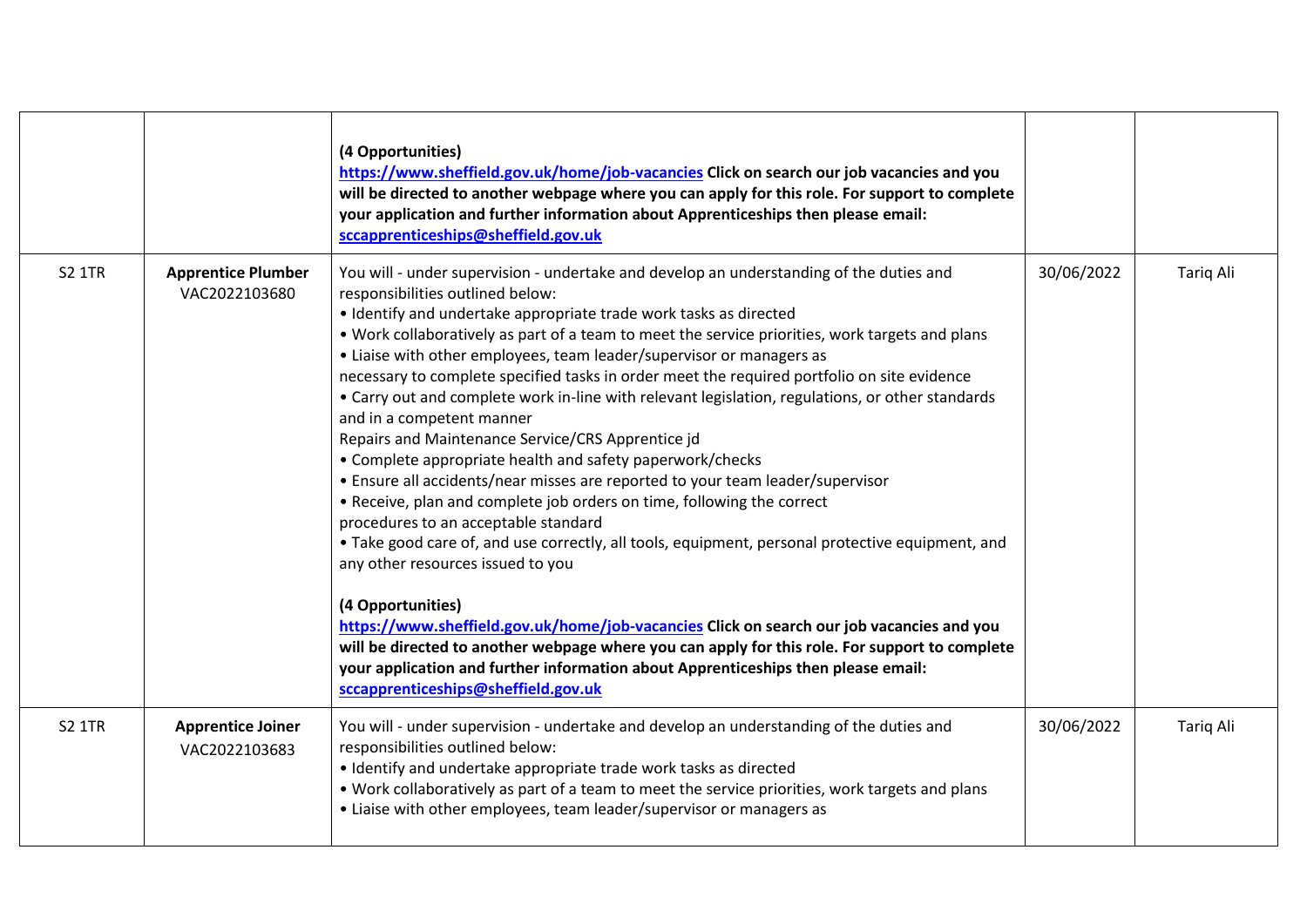| | | | | |
|---|---|---|---|---|
| | | **(4 Opportunities)**<br>**[https://www.sheffield.gov.uk/home/job-vacancies](https://www.sheffield.gov.uk/home/job-vacancies) Click on search our job vacancies and you will be directed to another webpage where you can apply for this role. For support to complete your application and further information about Apprenticeships then please email: [sccapprenticeships@sheffield.gov.uk](mailto:sccapprenticeships@sheffield.gov.uk)** | | |
| S2 1TR | **Apprentice Plumber**<br>VAC2022103680 | You will - under supervision - undertake and develop an understanding of the duties and responsibilities outlined below:<br>• Identify and undertake appropriate trade work tasks as directed<br>• Work collaboratively as part of a team to meet the service priorities, work targets and plans<br>• Liaise with other employees, team leader/supervisor or managers as necessary to complete specified tasks in order meet the required portfolio on site evidence<br>• Carry out and complete work in-line with relevant legislation, regulations, or other standards and in a competent manner<br>Repairs and Maintenance Service/CRS Apprentice jd<br>• Complete appropriate health and safety paperwork/checks<br>• Ensure all accidents/near misses are reported to your team leader/supervisor<br>• Receive, plan and complete job orders on time, following the correct procedures to an acceptable standard<br>• Take good care of, and use correctly, all tools, equipment, personal protective equipment, and any other resources issued to you<br><br>**(4 Opportunities)**<br>**[https://www.sheffield.gov.uk/home/job-vacancies](https://www.sheffield.gov.uk/home/job-vacancies) Click on search our job vacancies and you will be directed to another webpage where you can apply for this role. For support to complete your application and further information about Apprenticeships then please email: [sccapprenticeships@sheffield.gov.uk](mailto:sccapprenticeships@sheffield.gov.uk)** | 30/06/2022 | Tariq Ali |
| S2 1TR | **Apprentice Joiner**<br>VAC2022103683 | You will - under supervision - undertake and develop an understanding of the duties and responsibilities outlined below:<br>• Identify and undertake appropriate trade work tasks as directed<br>• Work collaboratively as part of a team to meet the service priorities, work targets and plans<br>• Liaise with other employees, team leader/supervisor or managers as | 30/06/2022 | Tariq Ali |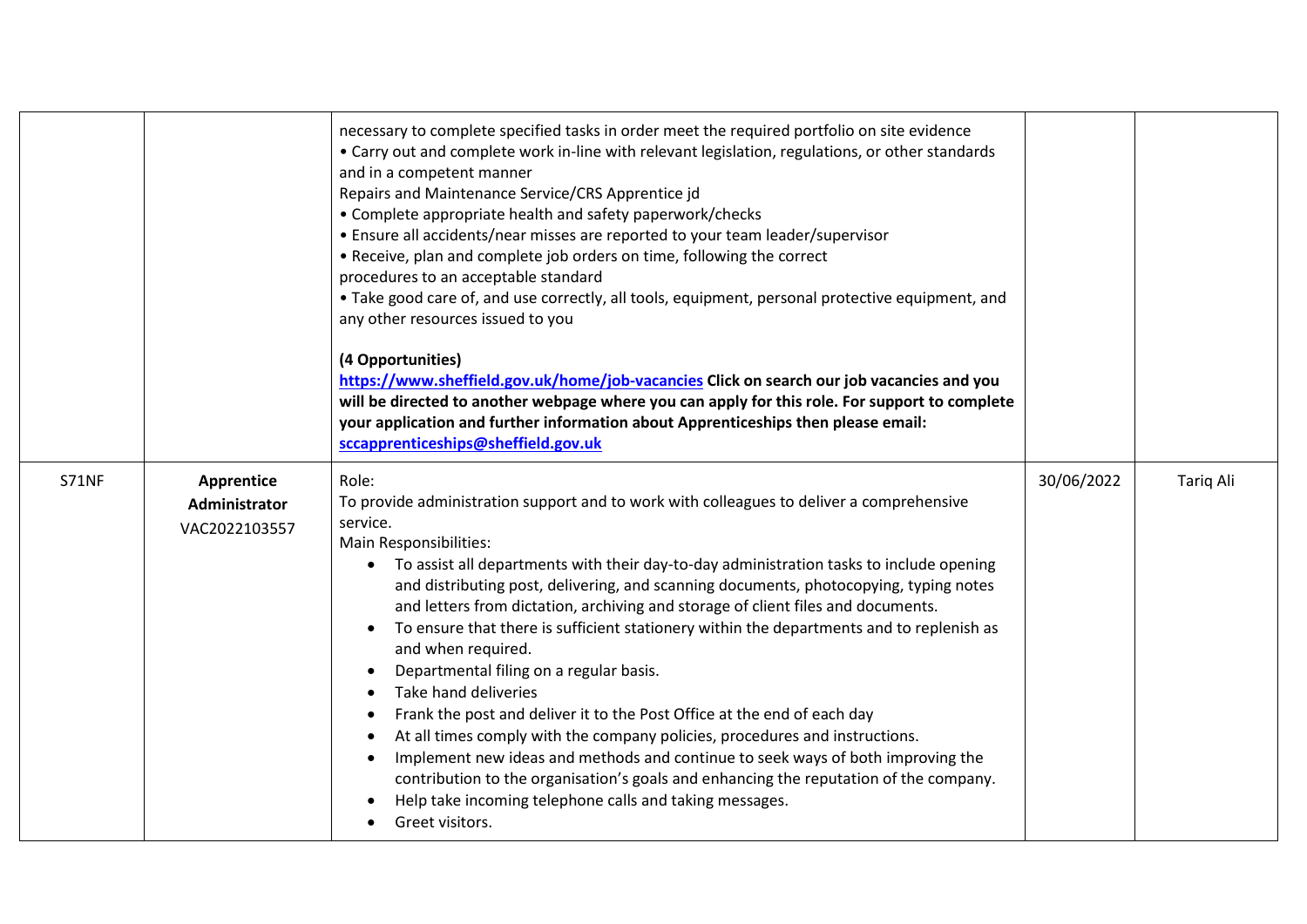| | | | | |
|---|---|---|---|---|
| | | necessary to complete specified tasks in order meet the required portfolio on site evidence<br>• Carry out and complete work in-line with relevant legislation, regulations, or other standards and in a competent manner<br>Repairs and Maintenance Service/CRS Apprentice jd<br>• Complete appropriate health and safety paperwork/checks<br>• Ensure all accidents/near misses are reported to your team leader/supervisor<br>• Receive, plan and complete job orders on time, following the correct procedures to an acceptable standard<br>• Take good care of, and use correctly, all tools, equipment, personal protective equipment, and any other resources issued to you<br><br>**(4 Opportunities)**<br>**https://www.sheffield.gov.uk/home/job-vacancies Click on search our job vacancies and you will be directed to another webpage where you can apply for this role. For support to complete your application and further information about Apprenticeships then please email: sccapprenticeships@sheffield.gov.uk** | | |
| S71NF | **Apprentice Administrator**<br>VAC2022103557 | Role:<br>To provide administration support and to work with colleagues to deliver a comprehensive service.<br>Main Responsibilities:<br>• To assist all departments with their day-to-day administration tasks to include opening and distributing post, delivering, and scanning documents, photocopying, typing notes and letters from dictation, archiving and storage of client files and documents.<br>• To ensure that there is sufficient stationery within the departments and to replenish as and when required.<br>• Departmental filing on a regular basis.<br>• Take hand deliveries<br>• Frank the post and deliver it to the Post Office at the end of each day<br>• At all times comply with the company policies, procedures and instructions.<br>• Implement new ideas and methods and continue to seek ways of both improving the contribution to the organisation's goals and enhancing the reputation of the company.<br>• Help take incoming telephone calls and taking messages.<br>• Greet visitors. | 30/06/2022 | Tariq Ali |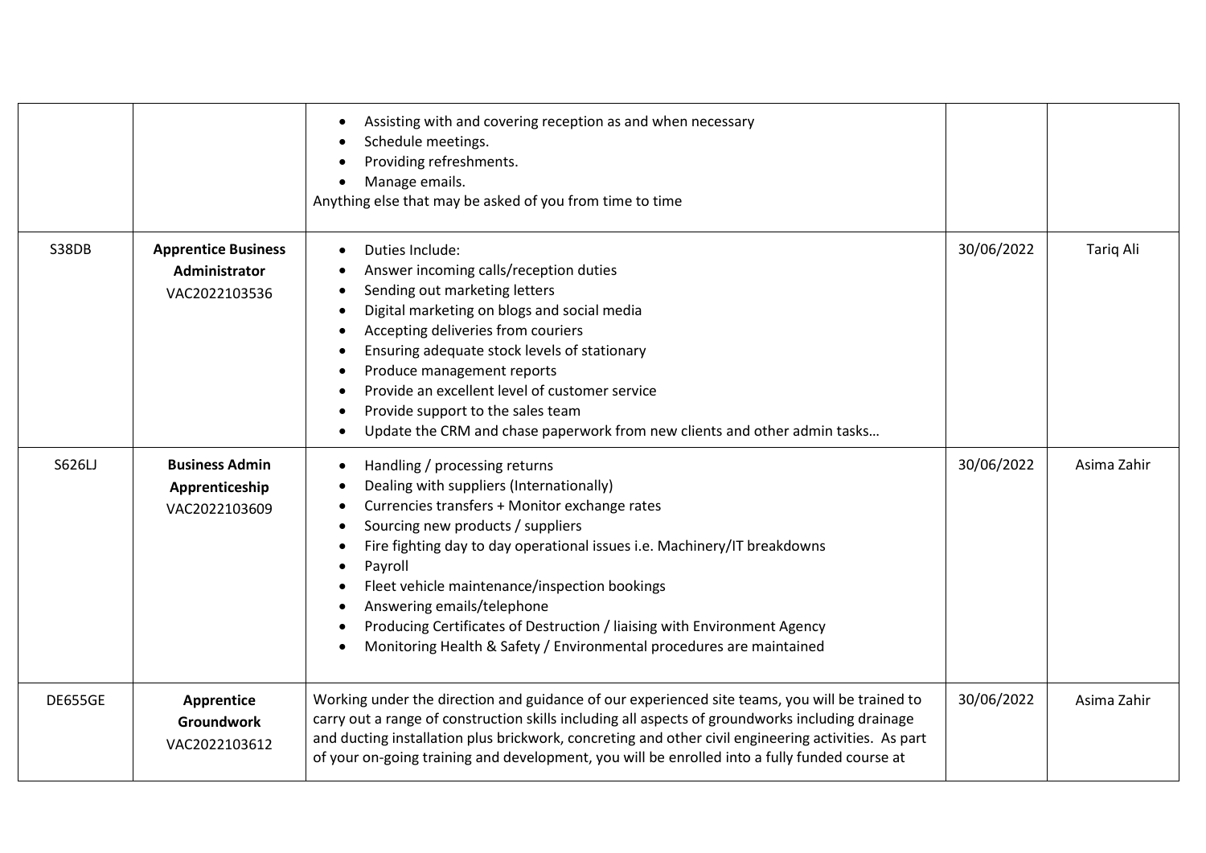| | | | | |
|---|---|---|---|---|
| | | • Assisting with and covering reception as and when necessary<br>• Schedule meetings.<br>• Providing refreshments.<br>• Manage emails.<br>Anything else that may be asked of you from time to time | | |
| S38DB | **Apprentice Business Administrator**<br>VAC2022103536 | • Duties Include:<br>• Answer incoming calls/reception duties<br>• Sending out marketing letters<br>• Digital marketing on blogs and social media<br>• Accepting deliveries from couriers<br>• Ensuring adequate stock levels of stationary<br>• Produce management reports<br>• Provide an excellent level of customer service<br>• Provide support to the sales team<br>• Update the CRM and chase paperwork from new clients and other admin tasks… | 30/06/2022 | Tariq Ali |
| S626LJ | **Business Admin Apprenticeship**<br>VAC2022103609 | • Handling / processing returns<br>• Dealing with suppliers (Internationally)<br>• Currencies transfers + Monitor exchange rates<br>• Sourcing new products / suppliers<br>• Fire fighting day to day operational issues i.e. Machinery/IT breakdowns<br>• Payroll<br>• Fleet vehicle maintenance/inspection bookings<br>• Answering emails/telephone<br>• Producing Certificates of Destruction / liaising with Environment Agency<br>• Monitoring Health & Safety / Environmental procedures are maintained | 30/06/2022 | Asima Zahir |
| DE655GE | **Apprentice Groundwork**<br>VAC2022103612 | Working under the direction and guidance of our experienced site teams, you will be trained to carry out a range of construction skills including all aspects of groundworks including drainage and ducting installation plus brickwork, concreting and other civil engineering activities. As part of your on-going training and development, you will be enrolled into a fully funded course at | 30/06/2022 | Asima Zahir |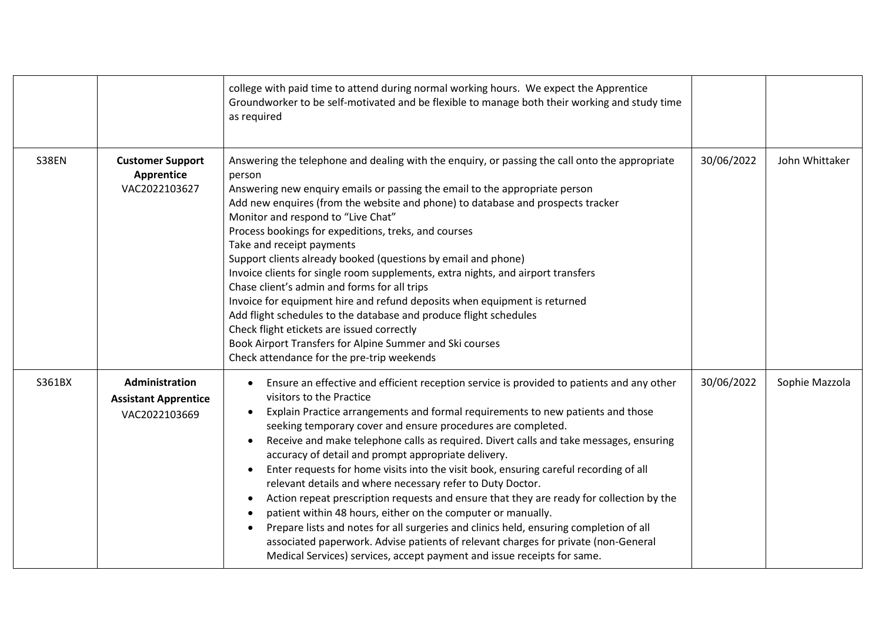|  |  |  |  |  |
|---|---|---|---|---|
|  |  | college with paid time to attend during normal working hours. We expect the Apprentice Groundworker to be self-motivated and be flexible to manage both their working and study time as required |  |  |
| S38EN | **Customer Support Apprentice** VAC2022103627 | Answering the telephone and dealing with the enquiry, or passing the call onto the appropriate person<br>Answering new enquiry emails or passing the email to the appropriate person<br>Add new enquires (from the website and phone) to database and prospects tracker<br>Monitor and respond to "Live Chat"<br>Process bookings for expeditions, treks, and courses<br>Take and receipt payments<br>Support clients already booked (questions by email and phone)<br>Invoice clients for single room supplements, extra nights, and airport transfers<br>Chase client's admin and forms for all trips<br>Invoice for equipment hire and refund deposits when equipment is returned<br>Add flight schedules to the database and produce flight schedules<br>Check flight etickets are issued correctly<br>Book Airport Transfers for Alpine Summer and Ski courses<br>Check attendance for the pre-trip weekends | 30/06/2022 | John Whittaker |
| S361BX | **Administration Assistant Apprentice** VAC2022103669 | • Ensure an effective and efficient reception service is provided to patients and any other visitors to the Practice<br>• Explain Practice arrangements and formal requirements to new patients and those seeking temporary cover and ensure procedures are completed.<br>• Receive and make telephone calls as required. Divert calls and take messages, ensuring accuracy of detail and prompt appropriate delivery.<br>• Enter requests for home visits into the visit book, ensuring careful recording of all relevant details and where necessary refer to Duty Doctor.<br>• Action repeat prescription requests and ensure that they are ready for collection by the<br>• patient within 48 hours, either on the computer or manually.<br>• Prepare lists and notes for all surgeries and clinics held, ensuring completion of all associated paperwork. Advise patients of relevant charges for private (non-General Medical Services) services, accept payment and issue receipts for same. | 30/06/2022 | Sophie Mazzola |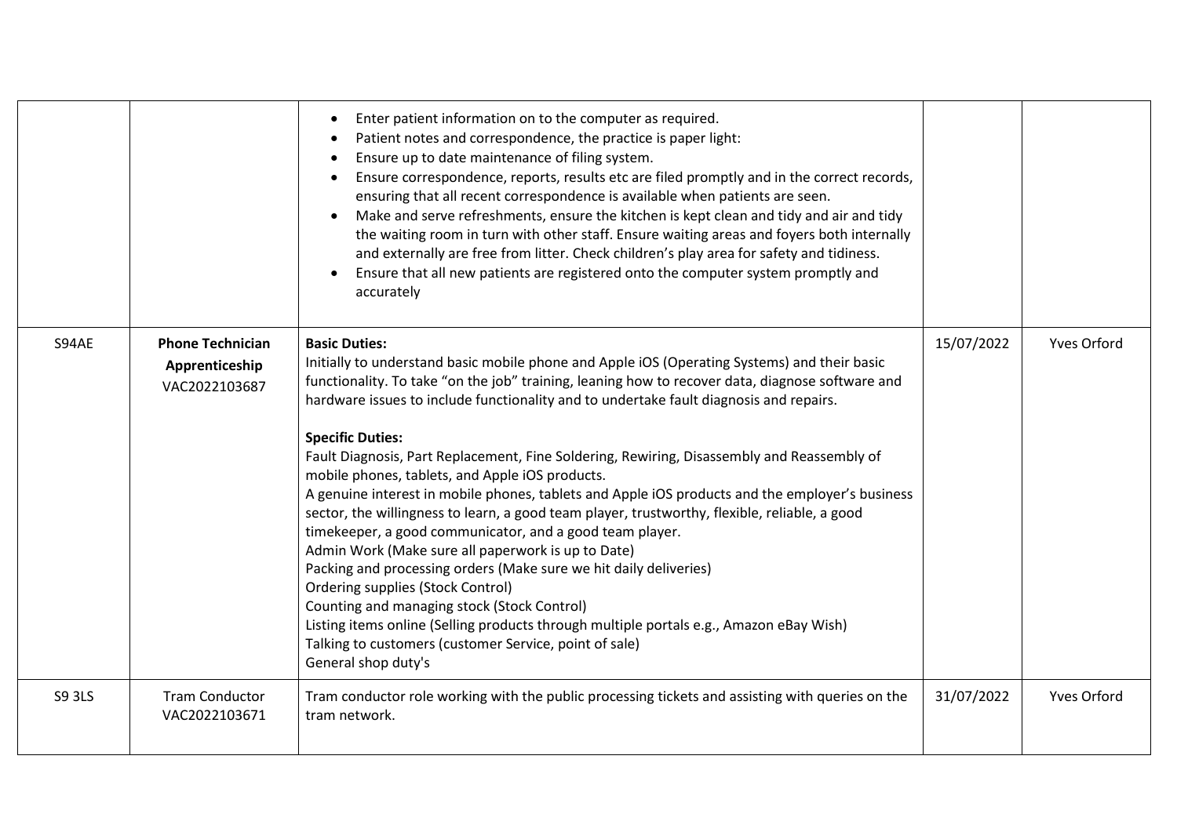| | | | | |
|---|---|---|---|---|
| | | • Enter patient information on to the computer as required.<br>• Patient notes and correspondence, the practice is paper light:<br>• Ensure up to date maintenance of filing system.<br>• Ensure correspondence, reports, results etc are filed promptly and in the correct records, ensuring that all recent correspondence is available when patients are seen.<br>• Make and serve refreshments, ensure the kitchen is kept clean and tidy and air and tidy the waiting room in turn with other staff. Ensure waiting areas and foyers both internally and externally are free from litter. Check children's play area for safety and tidiness.<br>• Ensure that all new patients are registered onto the computer system promptly and accurately | | |
| S94AE | **Phone Technician Apprenticeship**<br>VAC2022103687 | **Basic Duties:**<br>Initially to understand basic mobile phone and Apple iOS (Operating Systems) and their basic functionality. To take "on the job" training, leaning how to recover data, diagnose software and hardware issues to include functionality and to undertake fault diagnosis and repairs.<br><br>**Specific Duties:**<br>Fault Diagnosis, Part Replacement, Fine Soldering, Rewiring, Disassembly and Reassembly of mobile phones, tablets, and Apple iOS products.<br>A genuine interest in mobile phones, tablets and Apple iOS products and the employer's business sector, the willingness to learn, a good team player, trustworthy, flexible, reliable, a good timekeeper, a good communicator, and a good team player.<br>Admin Work (Make sure all paperwork is up to Date)<br>Packing and processing orders (Make sure we hit daily deliveries)<br>Ordering supplies (Stock Control)<br>Counting and managing stock (Stock Control)<br>Listing items online (Selling products through multiple portals e.g., Amazon eBay Wish)<br>Talking to customers (customer Service, point of sale)<br>General shop duty's | 15/07/2022 | Yves Orford |
| S9 3LS | Tram Conductor<br>VAC2022103671 | Tram conductor role working with the public processing tickets and assisting with queries on the tram network. | 31/07/2022 | Yves Orford |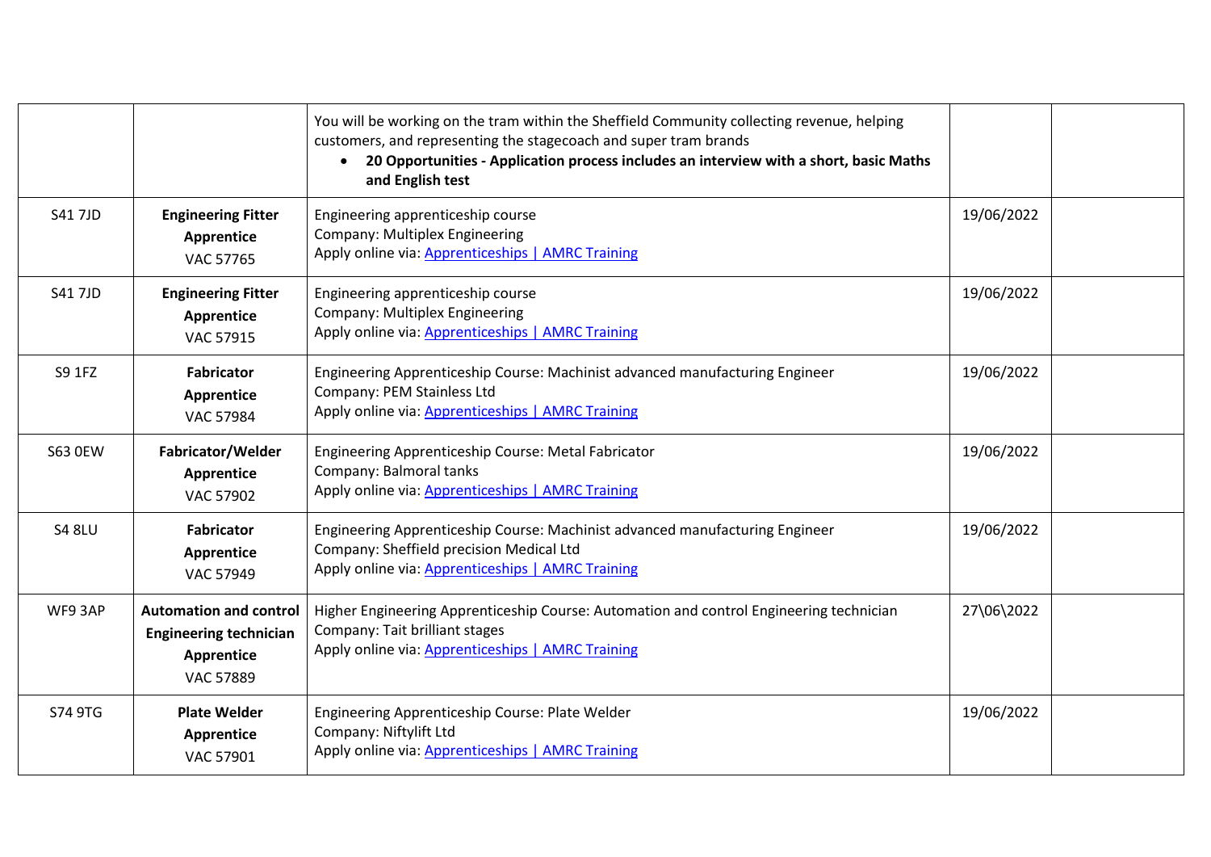| | | | | |
|---|---|---|---|---|
| | | You will be working on the tram within the Sheffield Community collecting revenue, helping customers, and representing the stagecoach and super tram brands<br>• **20 Opportunities - Application process includes an interview with a short, basic Maths and English test** | | |
| S41 7JD | **Engineering Fitter Apprentice**<br>VAC 57765 | Engineering apprenticeship course<br>Company: Multiplex Engineering<br>Apply online via: [Apprenticeships \| AMRC Training]() | 19/06/2022 | |
| S41 7JD | **Engineering Fitter Apprentice**<br>VAC 57915 | Engineering apprenticeship course<br>Company: Multiplex Engineering<br>Apply online via: [Apprenticeships \| AMRC Training]() | 19/06/2022 | |
| S9 1FZ | **Fabricator Apprentice**<br>VAC 57984 | Engineering Apprenticeship Course: Machinist advanced manufacturing Engineer<br>Company: PEM Stainless Ltd<br>Apply online via: [Apprenticeships \| AMRC Training]() | 19/06/2022 | |
| S63 0EW | **Fabricator/Welder Apprentice**<br>VAC 57902 | Engineering Apprenticeship Course: Metal Fabricator<br>Company: Balmoral tanks<br>Apply online via: [Apprenticeships \| AMRC Training]() | 19/06/2022 | |
| S4 8LU | **Fabricator Apprentice**<br>VAC 57949 | Engineering Apprenticeship Course: Machinist advanced manufacturing Engineer<br>Company: Sheffield precision Medical Ltd<br>Apply online via: [Apprenticeships \| AMRC Training]() | 19/06/2022 | |
| WF9 3AP | **Automation and control Engineering technician Apprentice**<br>VAC 57889 | Higher Engineering Apprenticeship Course: Automation and control Engineering technician<br>Company: Tait brilliant stages<br>Apply online via: [Apprenticeships \| AMRC Training]() | 27\06\2022 | |
| S74 9TG | **Plate Welder Apprentice**<br>VAC 57901 | Engineering Apprenticeship Course: Plate Welder<br>Company: Niftylift Ltd<br>Apply online via: [Apprenticeships \| AMRC Training]() | 19/06/2022 | |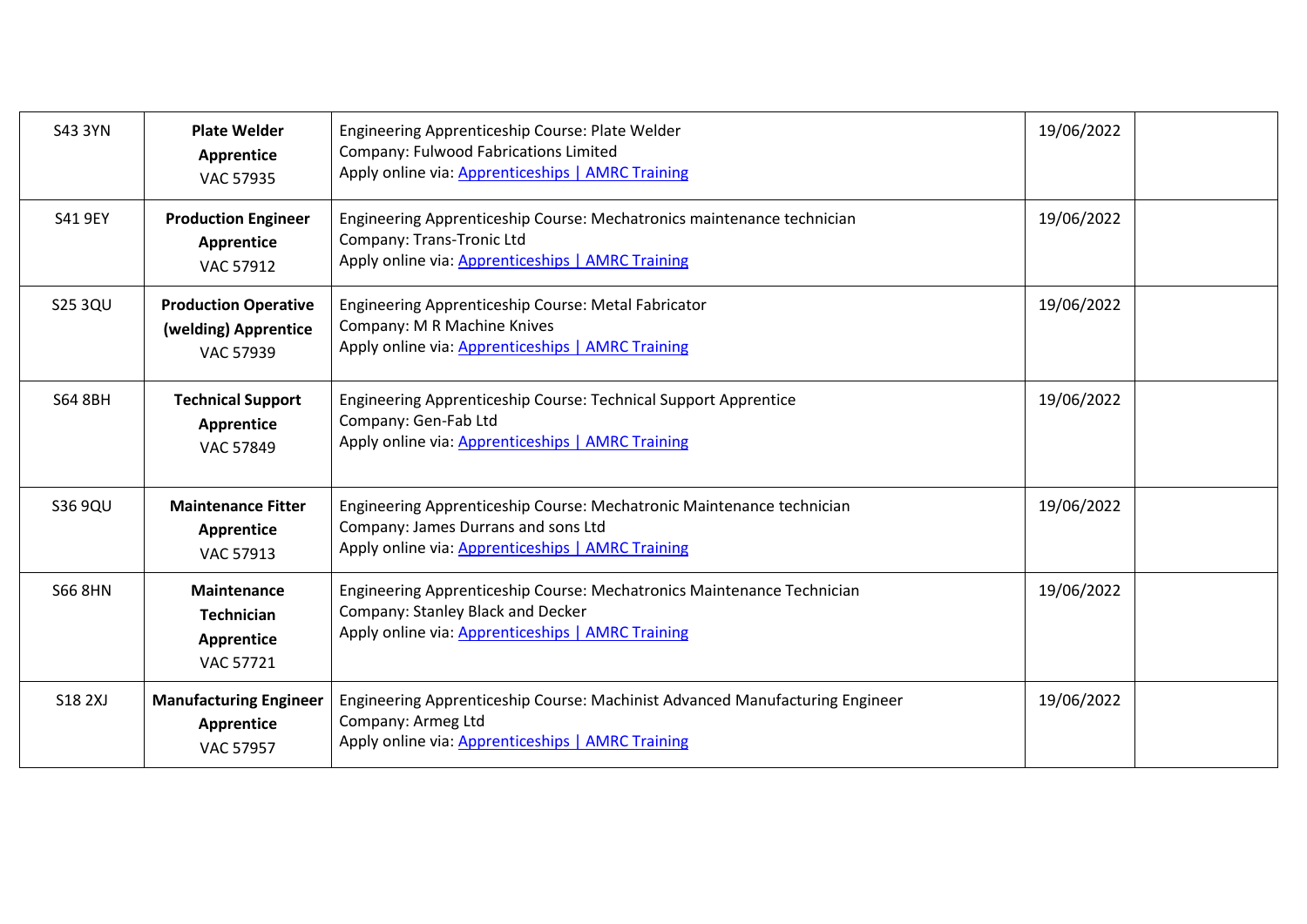| | | | | |
|---|---|---|---|---|
| S43 3YN | **Plate Welder Apprentice** VAC 57935 | Engineering Apprenticeship Course: Plate Welder<br>Company: Fulwood Fabrications Limited<br>Apply online via: Apprenticeships \| AMRC Training | 19/06/2022 | |
| S41 9EY | **Production Engineer Apprentice** VAC 57912 | Engineering Apprenticeship Course: Mechatronics maintenance technician<br>Company: Trans-Tronic Ltd<br>Apply online via: Apprenticeships \| AMRC Training | 19/06/2022 | |
| S25 3QU | **Production Operative (welding) Apprentice** VAC 57939 | Engineering Apprenticeship Course: Metal Fabricator<br>Company: M R Machine Knives<br>Apply online via: Apprenticeships \| AMRC Training | 19/06/2022 | |
| S64 8BH | **Technical Support Apprentice** VAC 57849 | Engineering Apprenticeship Course: Technical Support Apprentice<br>Company: Gen-Fab Ltd<br>Apply online via: Apprenticeships \| AMRC Training | 19/06/2022 | |
| S36 9QU | **Maintenance Fitter Apprentice** VAC 57913 | Engineering Apprenticeship Course: Mechatronic Maintenance technician<br>Company: James Durrans and sons Ltd<br>Apply online via: Apprenticeships \| AMRC Training | 19/06/2022 | |
| S66 8HN | **Maintenance Technician Apprentice** VAC 57721 | Engineering Apprenticeship Course: Mechatronics Maintenance Technician<br>Company: Stanley Black and Decker<br>Apply online via: Apprenticeships \| AMRC Training | 19/06/2022 | |
| S18 2XJ | **Manufacturing Engineer Apprentice** VAC 57957 | Engineering Apprenticeship Course: Machinist Advanced Manufacturing Engineer<br>Company: Armeg Ltd<br>Apply online via: Apprenticeships \| AMRC Training | 19/06/2022 | |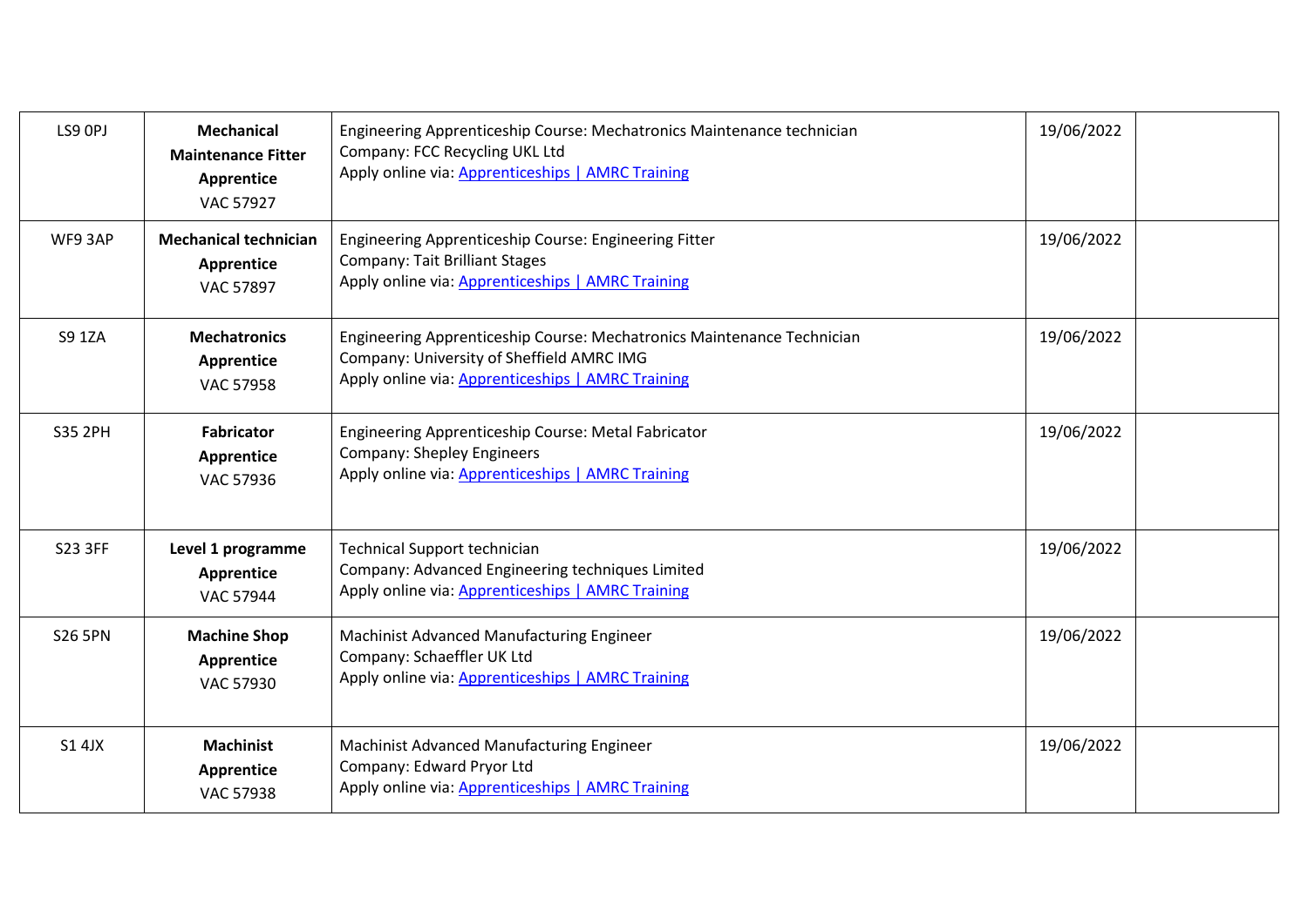| | | | | |
|---|---|---|---|---|
| LS9 0PJ | **Mechanical Maintenance Fitter Apprentice** VAC 57927 | Engineering Apprenticeship Course: Mechatronics Maintenance technician<br>Company: FCC Recycling UKL Ltd<br>Apply online via: [Apprenticeships \| AMRC Training]() | 19/06/2022 | |
| WF9 3AP | **Mechanical technician Apprentice** VAC 57897 | Engineering Apprenticeship Course: Engineering Fitter<br>Company: Tait Brilliant Stages<br>Apply online via: [Apprenticeships \| AMRC Training]() | 19/06/2022 | |
| S9 1ZA | **Mechatronics Apprentice** VAC 57958 | Engineering Apprenticeship Course: Mechatronics Maintenance Technician<br>Company: University of Sheffield AMRC IMG<br>Apply online via: [Apprenticeships \| AMRC Training]() | 19/06/2022 | |
| S35 2PH | **Fabricator Apprentice** VAC 57936 | Engineering Apprenticeship Course: Metal Fabricator<br>Company: Shepley Engineers<br>Apply online via: [Apprenticeships \| AMRC Training]() | 19/06/2022 | |
| S23 3FF | **Level 1 programme Apprentice** VAC 57944 | Technical Support technician<br>Company: Advanced Engineering techniques Limited<br>Apply online via: [Apprenticeships \| AMRC Training]() | 19/06/2022 | |
| S26 5PN | **Machine Shop Apprentice** VAC 57930 | Machinist Advanced Manufacturing Engineer<br>Company: Schaeffler UK Ltd<br>Apply online via: [Apprenticeships \| AMRC Training]() | 19/06/2022 | |
| S1 4JX | **Machinist Apprentice** VAC 57938 | Machinist Advanced Manufacturing Engineer<br>Company: Edward Pryor Ltd<br>Apply online via: [Apprenticeships \| AMRC Training]() | 19/06/2022 | |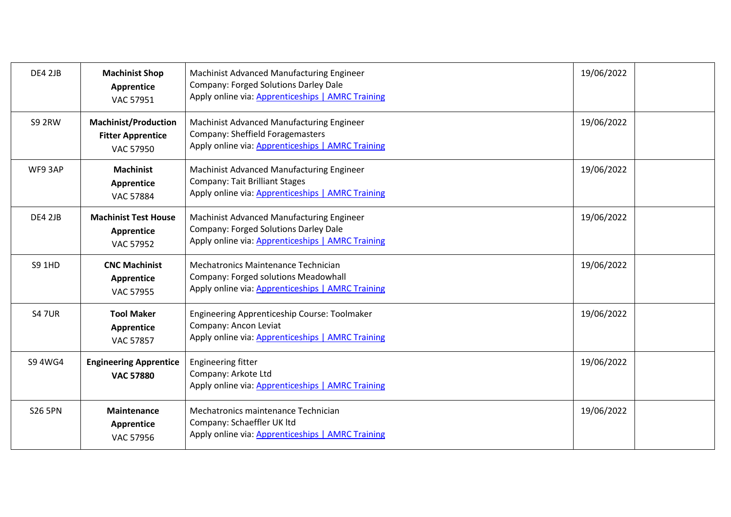| | | | | |
|---|---|---|---|---|
| DE4 2JB | **Machinist Shop Apprentice** VAC 57951 | Machinist Advanced Manufacturing Engineer<br>Company: Forged Solutions Darley Dale<br>Apply online via: [Apprenticeships \| AMRC Training]() | 19/06/2022 | |
| S9 2RW | **Machinist/Production Fitter Apprentice** VAC 57950 | Machinist Advanced Manufacturing Engineer<br>Company: Sheffield Foragemasters<br>Apply online via: [Apprenticeships \| AMRC Training]() | 19/06/2022 | |
| WF9 3AP | **Machinist Apprentice** VAC 57884 | Machinist Advanced Manufacturing Engineer<br>Company: Tait Brilliant Stages<br>Apply online via: [Apprenticeships \| AMRC Training]() | 19/06/2022 | |
| DE4 2JB | **Machinist Test House Apprentice** VAC 57952 | Machinist Advanced Manufacturing Engineer<br>Company: Forged Solutions Darley Dale<br>Apply online via: [Apprenticeships \| AMRC Training]() | 19/06/2022 | |
| S9 1HD | **CNC Machinist Apprentice** VAC 57955 | Mechatronics Maintenance Technician<br>Company: Forged solutions Meadowhall<br>Apply online via: [Apprenticeships \| AMRC Training]() | 19/06/2022 | |
| S4 7UR | **Tool Maker Apprentice** VAC 57857 | Engineering Apprenticeship Course: Toolmaker<br>Company: Ancon Leviat<br>Apply online via: [Apprenticeships \| AMRC Training]() | 19/06/2022 | |
| S9 4WG4 | **Engineering Apprentice VAC 57880** | Engineering fitter<br>Company: Arkote Ltd<br>Apply online via: [Apprenticeships \| AMRC Training]() | 19/06/2022 | |
| S26 5PN | **Maintenance Apprentice** VAC 57956 | Mechatronics maintenance Technician<br>Company: Schaeffler UK ltd<br>Apply online via: [Apprenticeships \| AMRC Training]() | 19/06/2022 | |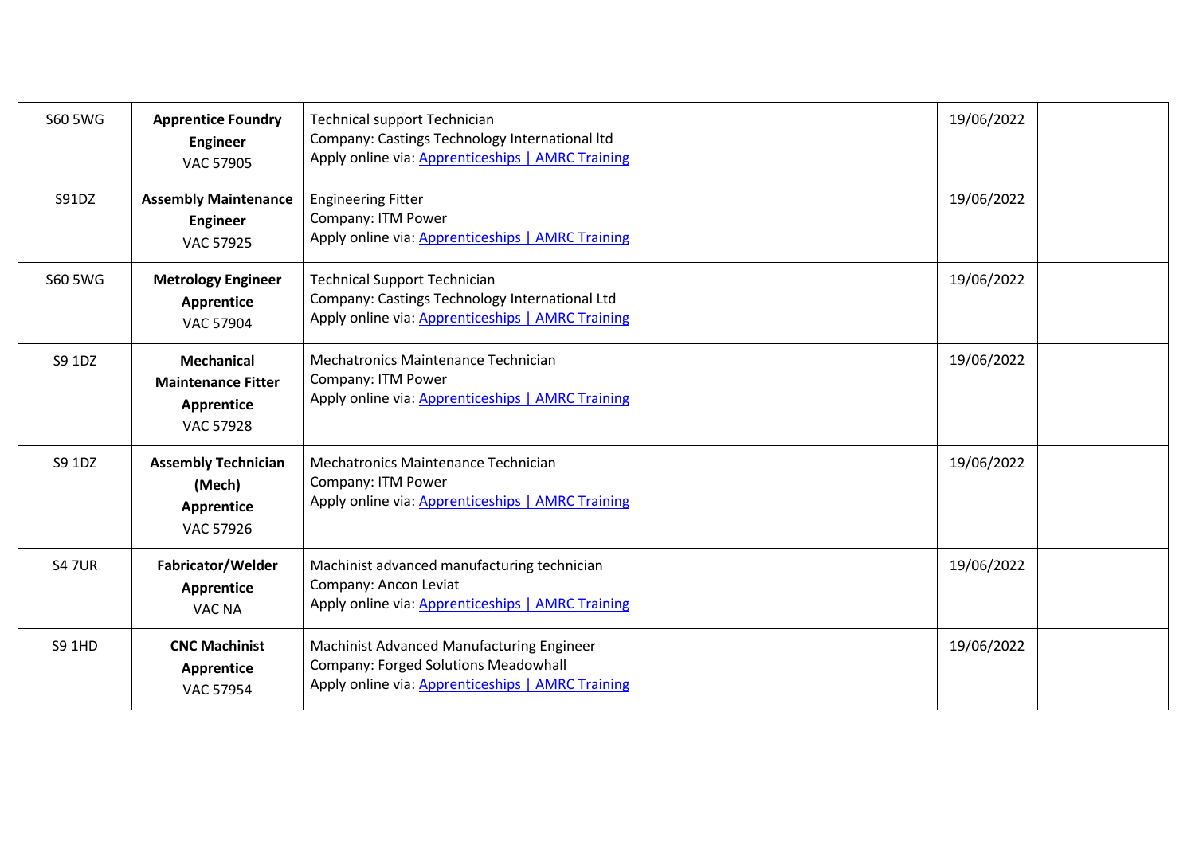| | | | | |
|---|---|---|---|---|
| S60 5WG | **Apprentice Foundry Engineer**<br>VAC 57905 | Technical support Technician<br>Company: Castings Technology International ltd<br>Apply online via: [Apprenticeships \| AMRC Training] | 19/06/2022 | |
| S91DZ | **Assembly Maintenance Engineer**<br>VAC 57925 | Engineering Fitter<br>Company: ITM Power<br>Apply online via: [Apprenticeships \| AMRC Training] | 19/06/2022 | |
| S60 5WG | **Metrology Engineer Apprentice**<br>VAC 57904 | Technical Support Technician<br>Company: Castings Technology International Ltd<br>Apply online via: [Apprenticeships \| AMRC Training] | 19/06/2022 | |
| S9 1DZ | **Mechanical Maintenance Fitter Apprentice**<br>VAC 57928 | Mechatronics Maintenance Technician<br>Company: ITM Power<br>Apply online via: [Apprenticeships \| AMRC Training] | 19/06/2022 | |
| S9 1DZ | **Assembly Technician (Mech) Apprentice**<br>VAC 57926 | Mechatronics Maintenance Technician<br>Company: ITM Power<br>Apply online via: [Apprenticeships \| AMRC Training] | 19/06/2022 | |
| S4 7UR | **Fabricator/Welder Apprentice**<br>VAC NA | Machinist advanced manufacturing technician<br>Company: Ancon Leviat<br>Apply online via: [Apprenticeships \| AMRC Training] | 19/06/2022 | |
| S9 1HD | **CNC Machinist Apprentice**<br>VAC 57954 | Machinist Advanced Manufacturing Engineer<br>Company: Forged Solutions Meadowhall<br>Apply online via: [Apprenticeships \| AMRC Training] | 19/06/2022 | |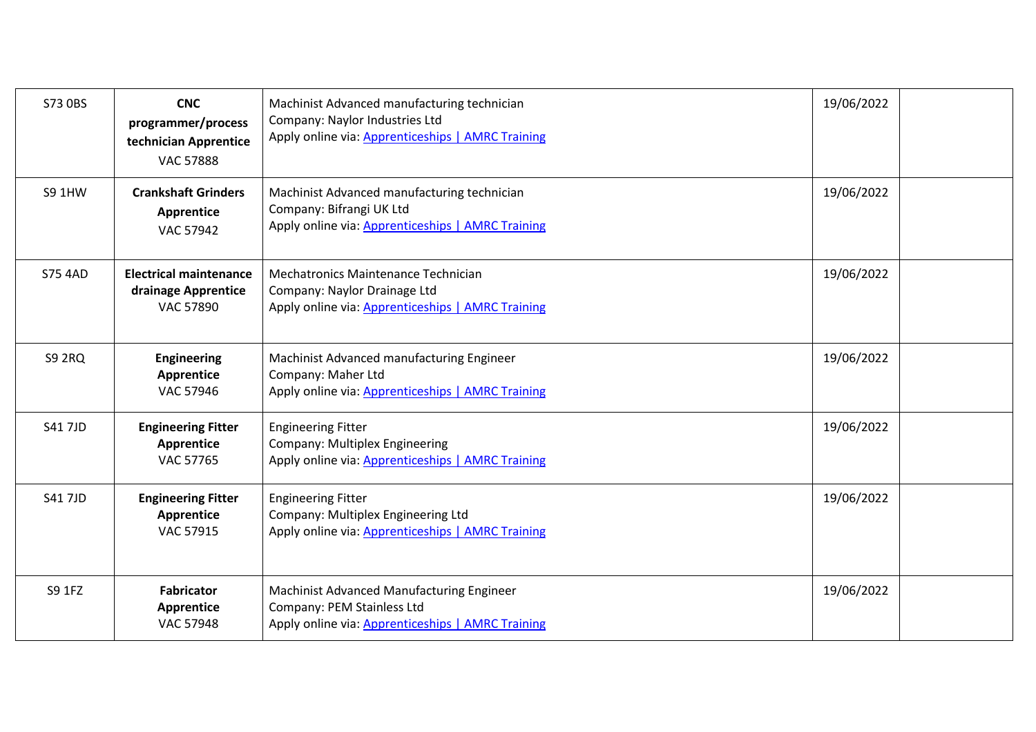| | | | | |
|---|---|---|---|---|
| S73 0BS | **CNC programmer/process technician Apprentice** VAC 57888 | Machinist Advanced manufacturing technician<br>Company: Naylor Industries Ltd<br>Apply online via: Apprenticeships \| AMRC Training | 19/06/2022 | |
| S9 1HW | **Crankshaft Grinders Apprentice** VAC 57942 | Machinist Advanced manufacturing technician<br>Company: Bifrangi UK Ltd<br>Apply online via: Apprenticeships \| AMRC Training | 19/06/2022 | |
| S75 4AD | **Electrical maintenance drainage Apprentice** VAC 57890 | Mechatronics Maintenance Technician<br>Company: Naylor Drainage Ltd<br>Apply online via: Apprenticeships \| AMRC Training | 19/06/2022 | |
| S9 2RQ | **Engineering Apprentice** VAC 57946 | Machinist Advanced manufacturing Engineer<br>Company: Maher Ltd<br>Apply online via: Apprenticeships \| AMRC Training | 19/06/2022 | |
| S41 7JD | **Engineering Fitter Apprentice** VAC 57765 | Engineering Fitter<br>Company: Multiplex Engineering<br>Apply online via: Apprenticeships \| AMRC Training | 19/06/2022 | |
| S41 7JD | **Engineering Fitter Apprentice** VAC 57915 | Engineering Fitter<br>Company: Multiplex Engineering Ltd<br>Apply online via: Apprenticeships \| AMRC Training | 19/06/2022 | |
| S9 1FZ | **Fabricator Apprentice** VAC 57948 | Machinist Advanced Manufacturing Engineer<br>Company: PEM Stainless Ltd<br>Apply online via: Apprenticeships \| AMRC Training | 19/06/2022 | |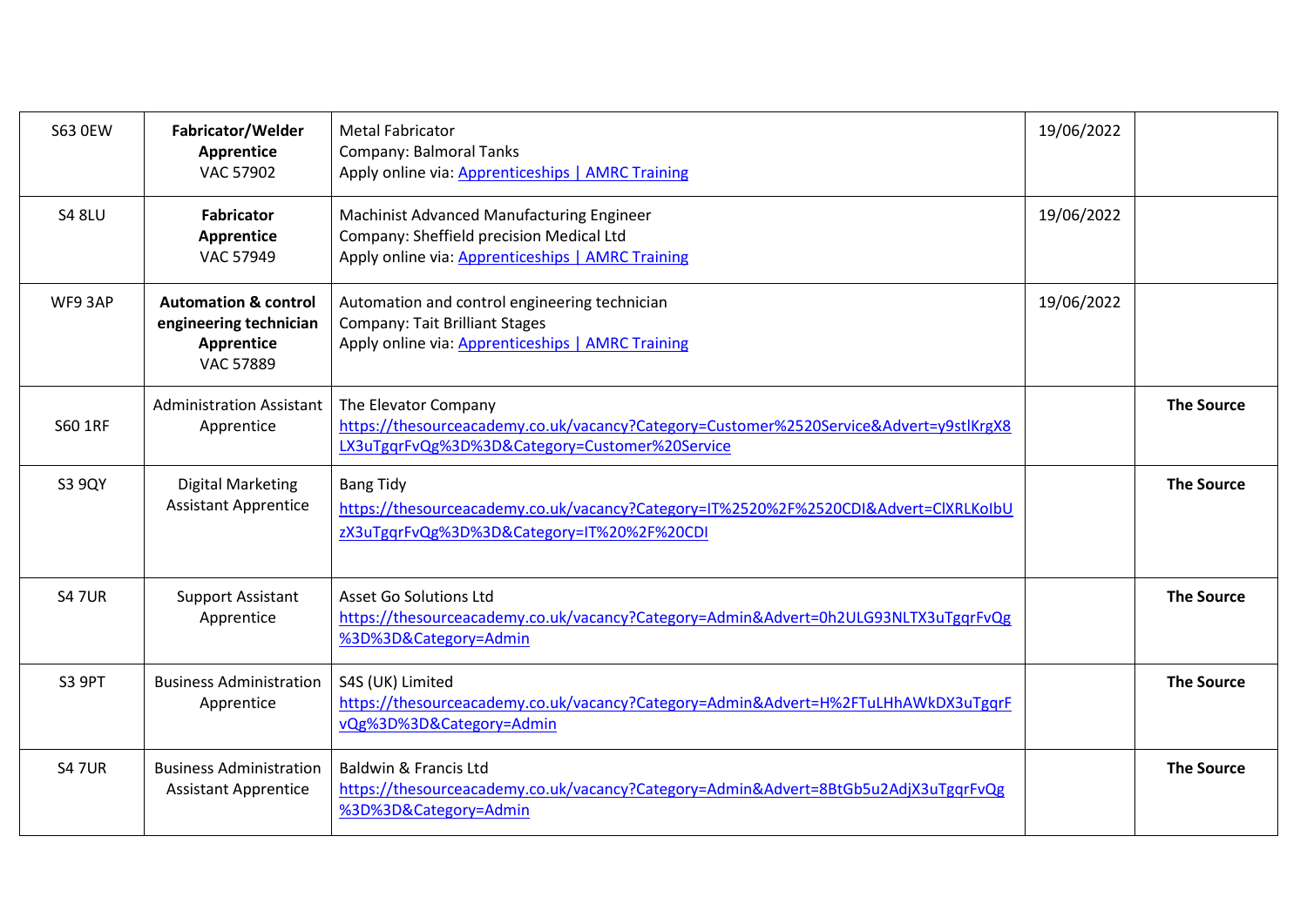| | | | | |
|---|---|---|---|---|
| S63 0EW | **Fabricator/Welder Apprentice** VAC 57902 | Metal Fabricator<br>Company: Balmoral Tanks<br>Apply online via: [Apprenticeships \| AMRC Training]() | 19/06/2022 | |
| S4 8LU | **Fabricator Apprentice** VAC 57949 | Machinist Advanced Manufacturing Engineer<br>Company: Sheffield precision Medical Ltd<br>Apply online via: [Apprenticeships \| AMRC Training]() | 19/06/2022 | |
| WF9 3AP | **Automation & control engineering technician Apprentice** VAC 57889 | Automation and control engineering technician<br>Company: Tait Brilliant Stages<br>Apply online via: [Apprenticeships \| AMRC Training]() | 19/06/2022 | |
| S60 1RF | Administration Assistant Apprentice | The Elevator Company<br>https://thesourceacademy.co.uk/vacancy?Category=Customer%2520Service&Advert=y9stlKrgX8LX3uTgqrFvQg%3D%3D&Category=Customer%20Service | | **The Source** |
| S3 9QY | Digital Marketing Assistant Apprentice | Bang Tidy<br>https://thesourceacademy.co.uk/vacancy?Category=IT%2520%2F%2520CDI&Advert=ClXRLKoIbUzX3uTgqrFvQg%3D%3D&Category=IT%20%2F%20CDI | | **The Source** |
| S4 7UR | Support Assistant Apprentice | Asset Go Solutions Ltd<br>https://thesourceacademy.co.uk/vacancy?Category=Admin&Advert=0h2ULG93NLTX3uTgqrFvQg%3D%3D&Category=Admin | | **The Source** |
| S3 9PT | Business Administration Apprentice | S4S (UK) Limited<br>https://thesourceacademy.co.uk/vacancy?Category=Admin&Advert=H%2FTuLHhAWkDX3uTgqrFvQg%3D%3D&Category=Admin | | **The Source** |
| S4 7UR | Business Administration Assistant Apprentice | Baldwin & Francis Ltd<br>https://thesourceacademy.co.uk/vacancy?Category=Admin&Advert=8BtGb5u2AdjX3uTgqrFvQg%3D%3D&Category=Admin | | **The Source** |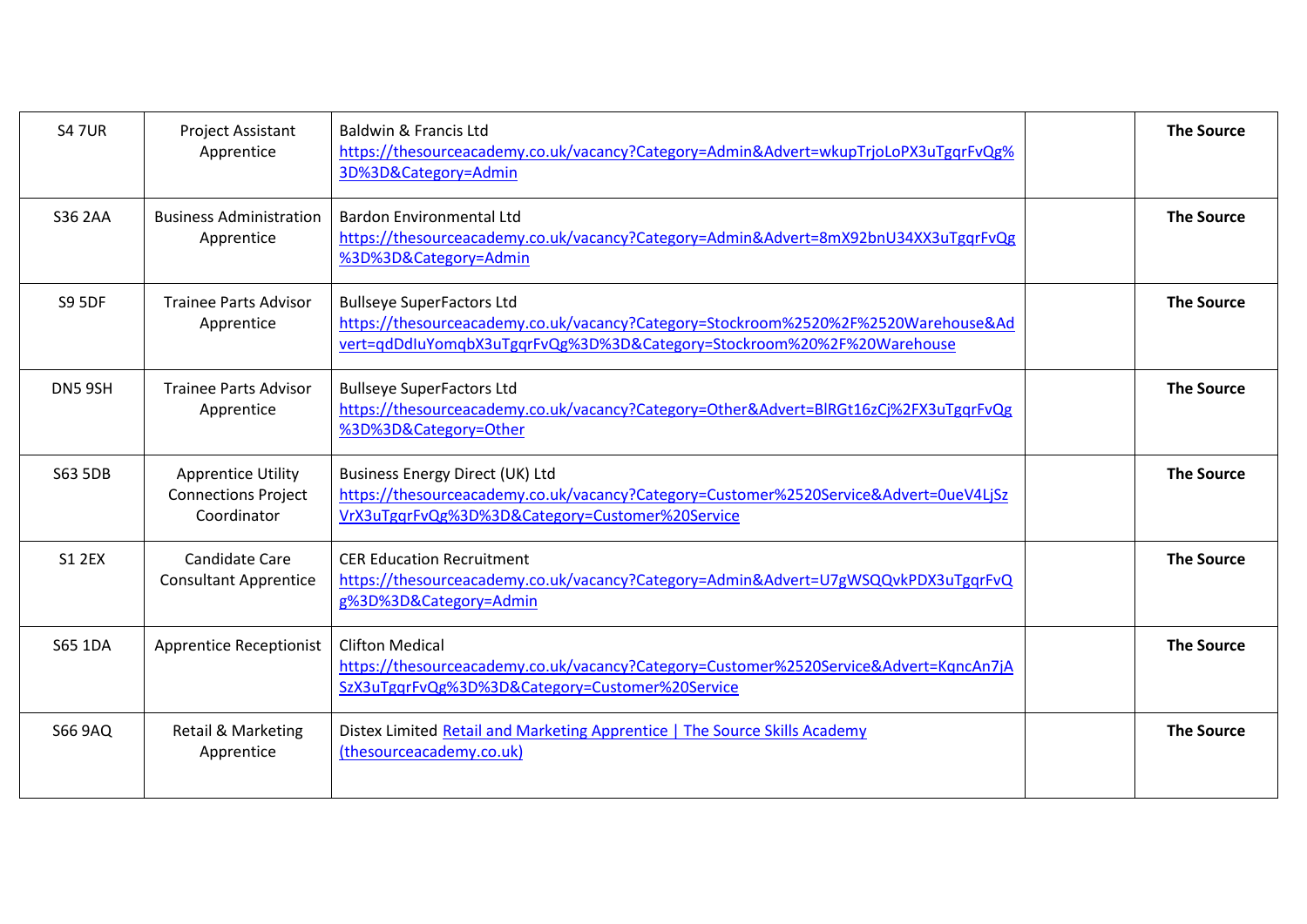| | | | | |
|---|---|---|---|---|
| S4 7UR | Project Assistant Apprentice | Baldwin & Francis Ltd https://thesourceacademy.co.uk/vacancy?Category=Admin&Advert=wkupTrjoLoPX3uTgqrFvQg%3D%3D&Category=Admin | | **The Source** |
| S36 2AA | Business Administration Apprentice | Bardon Environmental Ltd https://thesourceacademy.co.uk/vacancy?Category=Admin&Advert=8mX92bnU34XX3uTgqrFvQg%3D%3D&Category=Admin | | **The Source** |
| S9 5DF | Trainee Parts Advisor Apprentice | Bullseye SuperFactors Ltd https://thesourceacademy.co.uk/vacancy?Category=Stockroom%2520%2F%2520Warehouse&Advert=qdDdIuYomqbX3uTgqrFvQg%3D%3D&Category=Stockroom%20%2F%20Warehouse | | **The Source** |
| DN5 9SH | Trainee Parts Advisor Apprentice | Bullseye SuperFactors Ltd https://thesourceacademy.co.uk/vacancy?Category=Other&Advert=BlRGt16zCj%2FX3uTgqrFvQg%3D%3D&Category=Other | | **The Source** |
| S63 5DB | Apprentice Utility Connections Project Coordinator | Business Energy Direct (UK) Ltd https://thesourceacademy.co.uk/vacancy?Category=Customer%2520Service&Advert=0ueV4LjSzVrX3uTgqrFvQg%3D%3D&Category=Customer%20Service | | **The Source** |
| S1 2EX | Candidate Care Consultant Apprentice | CER Education Recruitment https://thesourceacademy.co.uk/vacancy?Category=Admin&Advert=U7gWSQQvkPDX3uTgqrFvQg%3D%3D&Category=Admin | | **The Source** |
| S65 1DA | Apprentice Receptionist | Clifton Medical https://thesourceacademy.co.uk/vacancy?Category=Customer%2520Service&Advert=KqncAn7jASzX3uTgqrFvQg%3D%3D&Category=Customer%20Service | | **The Source** |
| S66 9AQ | Retail & Marketing Apprentice | Distex Limited Retail and Marketing Apprentice \| The Source Skills Academy (thesourceacademy.co.uk) | | **The Source** |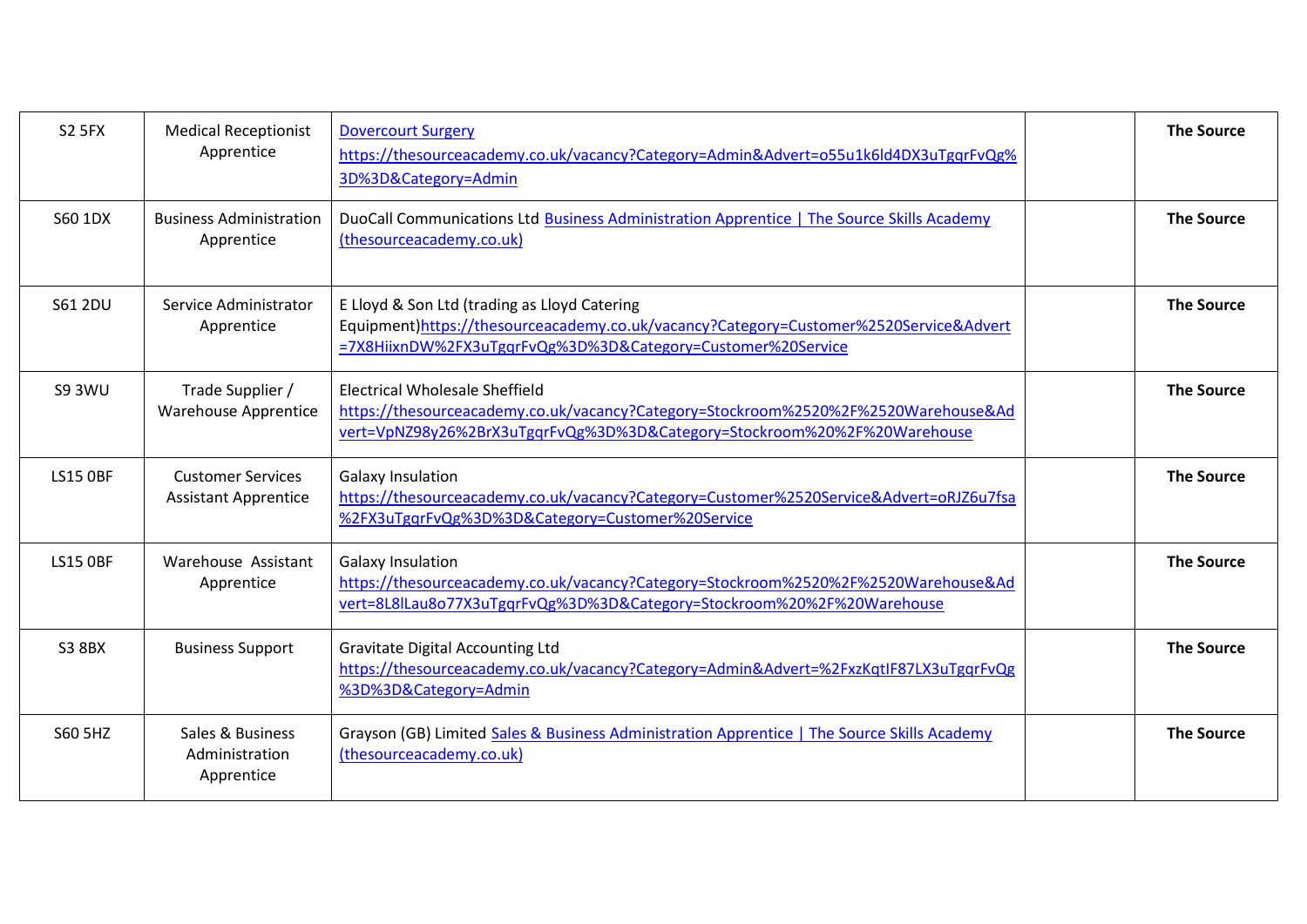| | | | | |
|---|---|---|---|---|
| S2 5FX | Medical Receptionist Apprentice | Dovercourt Surgery https://thesourceacademy.co.uk/vacancy?Category=Admin&Advert=o55u1k6ld4DX3uTgqrFvQg%3D%3D&Category=Admin | | **The Source** |
| S60 1DX | Business Administration Apprentice | DuoCall Communications Ltd Business Administration Apprentice \| The Source Skills Academy (thesourceacademy.co.uk) | | **The Source** |
| S61 2DU | Service Administrator Apprentice | E Lloyd & Son Ltd (trading as Lloyd Catering Equipment)https://thesourceacademy.co.uk/vacancy?Category=Customer%2520Service&Advert=7X8HiixnDW%2FX3uTgqrFvQg%3D%3D&Category=Customer%20Service | | **The Source** |
| S9 3WU | Trade Supplier / Warehouse Apprentice | Electrical Wholesale Sheffield https://thesourceacademy.co.uk/vacancy?Category=Stockroom%2520%2F%2520Warehouse&Advert=VpNZ98y26%2BrX3uTgqrFvQg%3D%3D&Category=Stockroom%20%2F%20Warehouse | | **The Source** |
| LS15 0BF | Customer Services Assistant Apprentice | Galaxy Insulation https://thesourceacademy.co.uk/vacancy?Category=Customer%2520Service&Advert=oRJZ6u7fsa%2FX3uTgqrFvQg%3D%3D&Category=Customer%20Service | | **The Source** |
| LS15 0BF | Warehouse Assistant Apprentice | Galaxy Insulation https://thesourceacademy.co.uk/vacancy?Category=Stockroom%2520%2F%2520Warehouse&Advert=8L8lLau8o77X3uTgqrFvQg%3D%3D&Category=Stockroom%20%2F%20Warehouse | | **The Source** |
| S3 8BX | Business Support | Gravitate Digital Accounting Ltd https://thesourceacademy.co.uk/vacancy?Category=Admin&Advert=%2FxzKqtIF87LX3uTgqrFvQg%3D%3D&Category=Admin | | **The Source** |
| S60 5HZ | Sales & Business Administration Apprentice | Grayson (GB) Limited Sales & Business Administration Apprentice \| The Source Skills Academy (thesourceacademy.co.uk) | | **The Source** |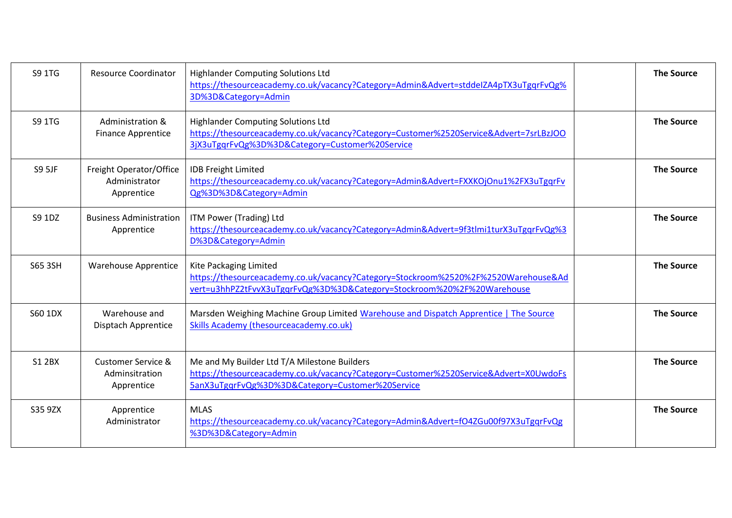| | | | | |
|---|---|---|---|---|
| S9 1TG | Resource Coordinator | Highlander Computing Solutions Ltd https://thesourceacademy.co.uk/vacancy?Category=Admin&Advert=stddelZA4pTX3uTgqrFvQg%3D%3D&Category=Admin | | **The Source** |
| S9 1TG | Administration & Finance Apprentice | Highlander Computing Solutions Ltd https://thesourceacademy.co.uk/vacancy?Category=Customer%2520Service&Advert=7srLBzJOO3jX3uTgqrFvQg%3D%3D&Category=Customer%20Service | | **The Source** |
| S9 5JF | Freight Operator/Office Administrator Apprentice | IDB Freight Limited https://thesourceacademy.co.uk/vacancy?Category=Admin&Advert=FXXKOjOnu1%2FX3uTgqrFvQg%3D%3D&Category=Admin | | **The Source** |
| S9 1DZ | Business Administration Apprentice | ITM Power (Trading) Ltd https://thesourceacademy.co.uk/vacancy?Category=Admin&Advert=9f3tlmi1turX3uTgqrFvQg%3D%3D&Category=Admin | | **The Source** |
| S65 3SH | Warehouse Apprentice | Kite Packaging Limited https://thesourceacademy.co.uk/vacancy?Category=Stockroom%2520%2F%2520Warehouse&Advert=u3hhPZ2tFvvX3uTgqrFvQg%3D%3D&Category=Stockroom%20%2F%20Warehouse | | **The Source** |
| S60 1DX | Warehouse and Disptach Apprentice | Marsden Weighing Machine Group Limited Warehouse and Dispatch Apprentice \| The Source Skills Academy (thesourceacademy.co.uk) | | **The Source** |
| S1 2BX | Customer Service & Adminsitration Apprentice | Me and My Builder Ltd T/A Milestone Builders https://thesourceacademy.co.uk/vacancy?Category=Customer%2520Service&Advert=X0UwdoFs5anX3uTgqrFvQg%3D%3D&Category=Customer%20Service | | **The Source** |
| S35 9ZX | Apprentice Administrator | MLAS https://thesourceacademy.co.uk/vacancy?Category=Admin&Advert=fO4ZGu00f97X3uTgqrFvQg%3D%3D&Category=Admin | | **The Source** |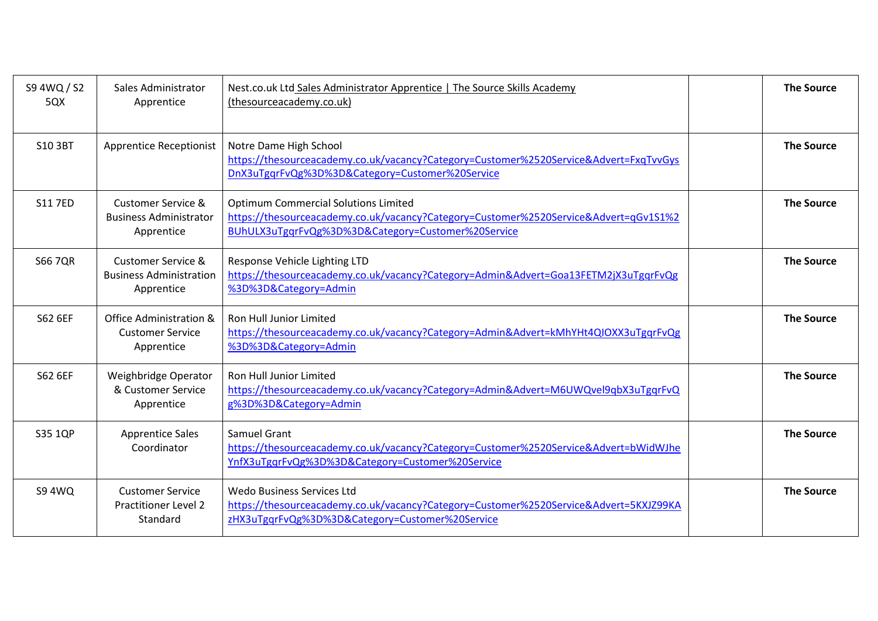| S9 4WQ / S2 5QX | Sales Administrator Apprentice | Nest.co.uk Ltd Sales Administrator Apprentice \| The Source Skills Academy (thesourceacademy.co.uk) | | **The Source** |
|---|---|---|---|---|
| S10 3BT | Apprentice Receptionist | Notre Dame High School https://thesourceacademy.co.uk/vacancy?Category=Customer%2520Service&Advert=FxqTvvGysDnX3uTgqrFvQg%3D%3D&Category=Customer%20Service | | **The Source** |
| S11 7ED | Customer Service & Business Administrator Apprentice | Optimum Commercial Solutions Limited https://thesourceacademy.co.uk/vacancy?Category=Customer%2520Service&Advert=qGv1S1%2BUhULX3uTgqrFvQg%3D%3D&Category=Customer%20Service | | **The Source** |
| S66 7QR | Customer Service & Business Administration Apprentice | Response Vehicle Lighting LTD https://thesourceacademy.co.uk/vacancy?Category=Admin&Advert=Goa13FETM2jX3uTgqrFvQg%3D%3D&Category=Admin | | **The Source** |
| S62 6EF | Office Administration & Customer Service Apprentice | Ron Hull Junior Limited https://thesourceacademy.co.uk/vacancy?Category=Admin&Advert=kMhYHt4QIOXX3uTgqrFvQg%3D%3D&Category=Admin | | **The Source** |
| S62 6EF | Weighbridge Operator & Customer Service Apprentice | Ron Hull Junior Limited https://thesourceacademy.co.uk/vacancy?Category=Admin&Advert=M6UWQvel9qbX3uTgqrFvQg%3D%3D&Category=Admin | | **The Source** |
| S35 1QP | Apprentice Sales Coordinator | Samuel Grant https://thesourceacademy.co.uk/vacancy?Category=Customer%2520Service&Advert=bWidWJheYnfX3uTgqrFvQg%3D%3D&Category=Customer%20Service | | **The Source** |
| S9 4WQ | Customer Service Practitioner Level 2 Standard | Wedo Business Services Ltd https://thesourceacademy.co.uk/vacancy?Category=Customer%2520Service&Advert=5KXJZ99KAzHX3uTgqrFvQg%3D%3D&Category=Customer%20Service | | **The Source** |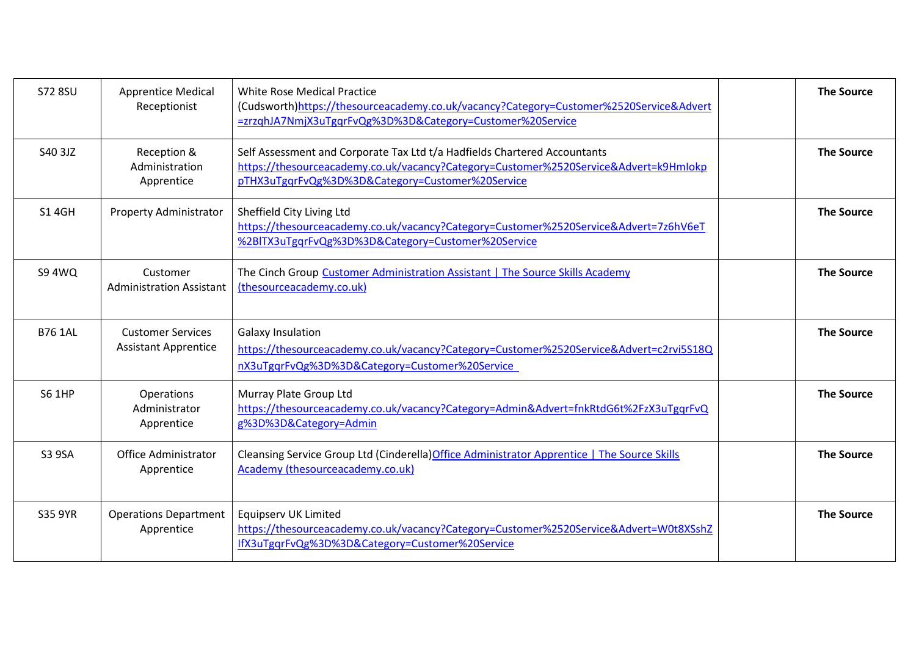| | | | | |
|---|---|---|---|---|
| S72 8SU | Apprentice Medical Receptionist | White Rose Medical Practice (Cudsworth)https://thesourceacademy.co.uk/vacancy?Category=Customer%2520Service&Advert=zrzqhJA7NmjX3uTgqrFvQg%3D%3D&Category=Customer%20Service | | **The Source** |
| S40 3JZ | Reception & Administration Apprentice | Self Assessment and Corporate Tax Ltd t/a Hadfields Chartered Accountants https://thesourceacademy.co.uk/vacancy?Category=Customer%2520Service&Advert=k9HmIokppTHX3uTgqrFvQg%3D%3D&Category=Customer%20Service | | **The Source** |
| S1 4GH | Property Administrator | Sheffield City Living Ltd https://thesourceacademy.co.uk/vacancy?Category=Customer%2520Service&Advert=7z6hV6eT%2BlTX3uTgqrFvQg%3D%3D&Category=Customer%20Service | | **The Source** |
| S9 4WQ | Customer Administration Assistant | The Cinch Group Customer Administration Assistant \| The Source Skills Academy (thesourceacademy.co.uk) | | **The Source** |
| B76 1AL | Customer Services Assistant Apprentice | Galaxy Insulation https://thesourceacademy.co.uk/vacancy?Category=Customer%2520Service&Advert=c2rvi5S18QnX3uTgqrFvQg%3D%3D&Category=Customer%20Service | | **The Source** |
| S6 1HP | Operations Administrator Apprentice | Murray Plate Group Ltd https://thesourceacademy.co.uk/vacancy?Category=Admin&Advert=fnkRtdG6t%2FzX3uTgqrFvQg%3D%3D&Category=Admin | | **The Source** |
| S3 9SA | Office Administrator Apprentice | Cleansing Service Group Ltd (Cinderella)Office Administrator Apprentice \| The Source Skills Academy (thesourceacademy.co.uk) | | **The Source** |
| S35 9YR | Operations Department Apprentice | Equipserv UK Limited https://thesourceacademy.co.uk/vacancy?Category=Customer%2520Service&Advert=W0t8XSshZIfX3uTgqrFvQg%3D%3D&Category=Customer%20Service | | **The Source** |